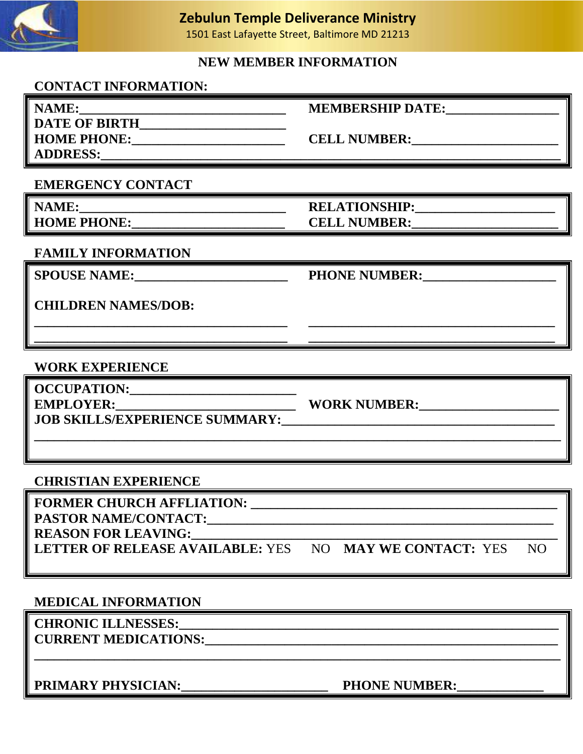# Zebulun Temple Deliverance Ministry

1501 East Lafayette Street, Baltimore MD 21213

## NEW MEMBER INFORMATION

### CONTACT INFORMATION:

**NAME:**________________________________ **MEMBERSHIP DATE:**_________________

**DATE OF BIRTH**______________________

**HOME PHONE:**________________________ **CELL NUMBER:**______________________

**ADDRESS:**_____________________________________________________________________

### EMERGENCY CONTACT

**NAME:**________________________________ **RELATIONSHIP:**______________________

**HOME PHONE:**________________________ **CELL NUMBER:**______________________

### FAMILY INFORMATION

**SPOUSE NAME:**_______________________ **PHONE NUMBER:**____________________

**CHILDREN NAMES/DOB:**

________________________________________ ________________________________________

________________________________________ ________________________________________

### WORK EXPERIENCE

**OCCUPATION:**_________________________

**EMPLOYER:**___________________________ **WORK NUMBER:**_____________________

**JOB SKILLS/EXPERIENCE SUMMARY:**__________________________________________

_____________________________________________________________________________

### CHRISTIAN EXPERIENCE

**FORMER CHURCH AFFLIATION:** ______________________________________________

**PASTOR NAME/CONTACT:**___________________________________________________

**REASON FOR LEAVING:**_____________________________________________________

**LETTER OF RELEASE AVAILABLE:** YES NO **MAY WE CONTACT:** YES NO

### MEDICAL INFORMATION

**CHRONIC ILLNESSES:**______________________________________________________

**CURRENT MEDICATIONS:**___________________________________________________

_____________________________________________________________________________

**PRIMARY PHYSICIAN:**______________________ **PHONE NUMBER:**______________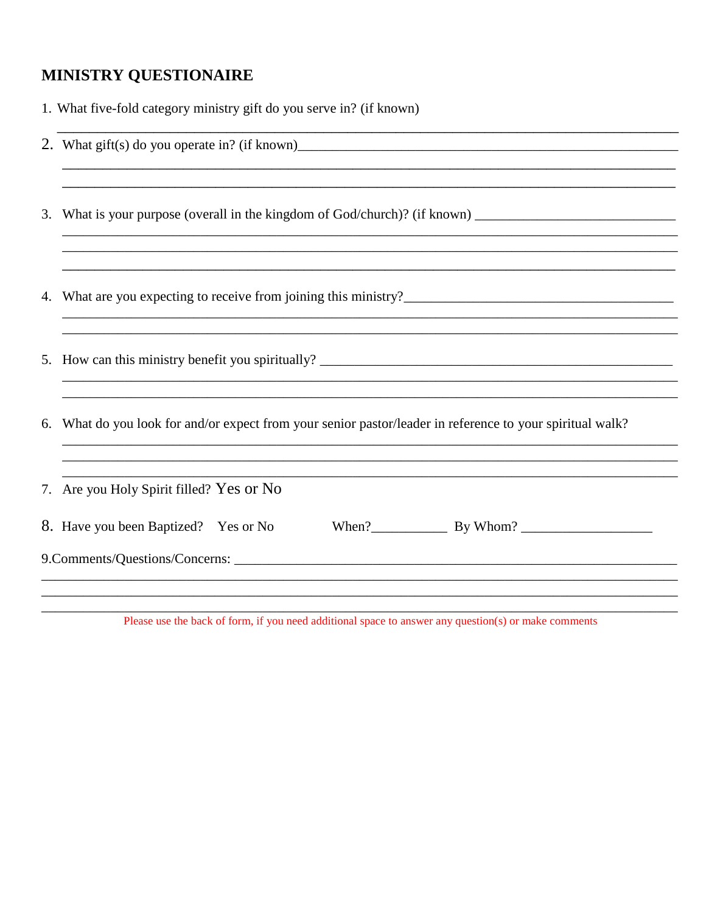## MINISTRY QUESTIONAIRE

1. What five-fold category ministry gift do you serve in? (if known)

 ______________________________________________________________________________

2. What gift(s) do you operate in? (if known)_____________________________________________

 ______________________________________________________________________________

 ______________________________________________________________________________

3. What is your purpose (overall in the kingdom of God/church)? (if known) ______________________

 ______________________________________________________________________________

 ______________________________________________________________________________

 ______________________________________________________________________________

4. What are you expecting to receive from joining this ministry?______________________________

 ______________________________________________________________________________

 ______________________________________________________________________________

5. How can this ministry benefit you spiritually? _________________________________________

 ______________________________________________________________________________

 ______________________________________________________________________________

6. What do you look for and/or expect from your senior pastor/leader in reference to your spiritual walk?

 ______________________________________________________________________________

 ______________________________________________________________________________

 ______________________________________________________________________________

7. Are you Holy Spirit filled? Yes or No

8. Have you been Baptized? Yes or No When?___________ By Whom? ___________________

9. Comments/Questions/Concerns: ______________________________________________________

______________________________________________________________________________

______________________________________________________________________________

______________________________________________________________________________

Please use the back of form, if you need additional space to answer any question(s) or make comments